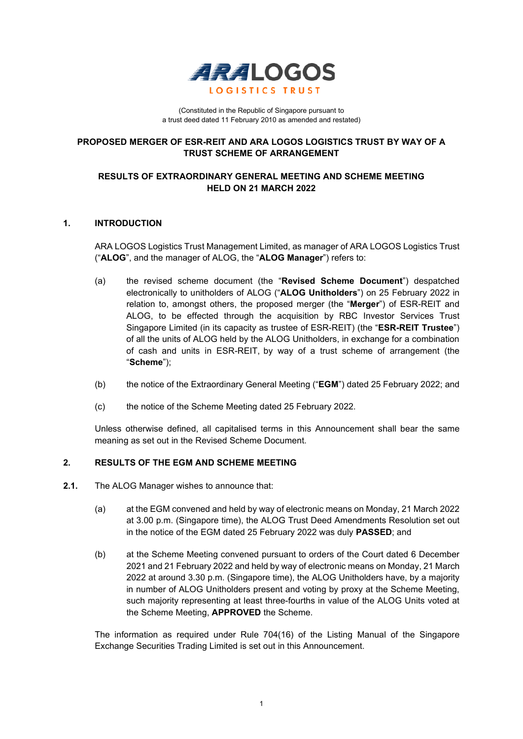**ARA LOGOS**
**LOGISTICS TRUST**

(Constituted in the Republic of Singapore pursuant to
a trust deed dated 11 February 2010 as amended and restated)

**PROPOSED MERGER OF ESR-REIT AND ARA LOGOS LOGISTICS TRUST BY WAY OF A TRUST SCHEME OF ARRANGEMENT**

**RESULTS OF EXTRAORDINARY GENERAL MEETING AND SCHEME MEETING HELD ON 21 MARCH 2022**

## 1. INTRODUCTION

ARA LOGOS Logistics Trust Management Limited, as manager of ARA LOGOS Logistics Trust ("**ALOG**", and the manager of ALOG, the "**ALOG Manager**") refers to:

(a) the revised scheme document (the "**Revised Scheme Document**") despatched electronically to unitholders of ALOG ("**ALOG Unitholders**") on 25 February 2022 in relation to, amongst others, the proposed merger (the "**Merger**") of ESR-REIT and ALOG, to be effected through the acquisition by RBC Investor Services Trust Singapore Limited (in its capacity as trustee of ESR-REIT) (the "**ESR-REIT Trustee**") of all the units of ALOG held by the ALOG Unitholders, in exchange for a combination of cash and units in ESR-REIT, by way of a trust scheme of arrangement (the "**Scheme**");

(b) the notice of the Extraordinary General Meeting ("**EGM**") dated 25 February 2022; and

(c) the notice of the Scheme Meeting dated 25 February 2022.

Unless otherwise defined, all capitalised terms in this Announcement shall bear the same meaning as set out in the Revised Scheme Document.

## 2. RESULTS OF THE EGM AND SCHEME MEETING

**2.1.** The ALOG Manager wishes to announce that:

(a) at the EGM convened and held by way of electronic means on Monday, 21 March 2022 at 3.00 p.m. (Singapore time), the ALOG Trust Deed Amendments Resolution set out in the notice of the EGM dated 25 February 2022 was duly **PASSED**; and

(b) at the Scheme Meeting convened pursuant to orders of the Court dated 6 December 2021 and 21 February 2022 and held by way of electronic means on Monday, 21 March 2022 at around 3.30 p.m. (Singapore time), the ALOG Unitholders have, by a majority in number of ALOG Unitholders present and voting by proxy at the Scheme Meeting, such majority representing at least three-fourths in value of the ALOG Units voted at the Scheme Meeting, **APPROVED** the Scheme.

The information as required under Rule 704(16) of the Listing Manual of the Singapore Exchange Securities Trading Limited is set out in this Announcement.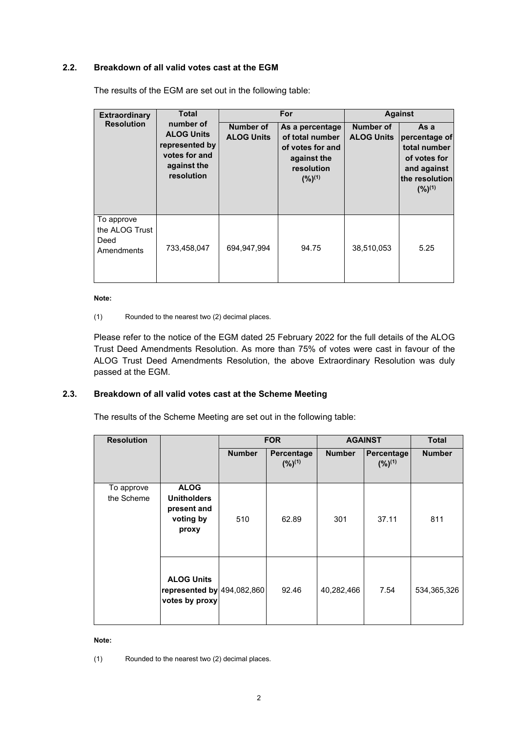## 2.2. Breakdown of all valid votes cast at the EGM

The results of the EGM are set out in the following table:

| Extraordinary Resolution | Total number of ALOG Units represented by votes for and against the resolution | For | | Against | |
|---|---|---|---|---|---|
| | | Number of ALOG Units | As a percentage of total number of votes for and against the resolution (%)[(1)] | Number of ALOG Units | As a percentage of total number of votes for and against the resolution (%)[(1)] |
| To approve the ALOG Trust Deed Amendments | 733,458,047 | 694,947,994 | 94.75 | 38,510,053 | 5.25 |

**Note:**

(1) Rounded to the nearest two (2) decimal places.

Please refer to the notice of the EGM dated 25 February 2022 for the full details of the ALOG Trust Deed Amendments Resolution. As more than 75% of votes were cast in favour of the ALOG Trust Deed Amendments Resolution, the above Extraordinary Resolution was duly passed at the EGM.

## 2.3. Breakdown of all valid votes cast at the Scheme Meeting

The results of the Scheme Meeting are set out in the following table:

| Resolution | | FOR | | AGAINST | | Total |
|---|---|---|---|---|---|---|
| | | Number | Percentage (%)[(1)] | Number | Percentage (%)[(1)] | Number |
| To approve the Scheme | **ALOG Unitholders present and voting by proxy** | 510 | 62.89 | 301 | 37.11 | 811 |
| | **ALOG Units represented by votes by proxy** | 494,082,860 | 92.46 | 40,282,466 | 7.54 | 534,365,326 |

**Note:**

(1) Rounded to the nearest two (2) decimal places.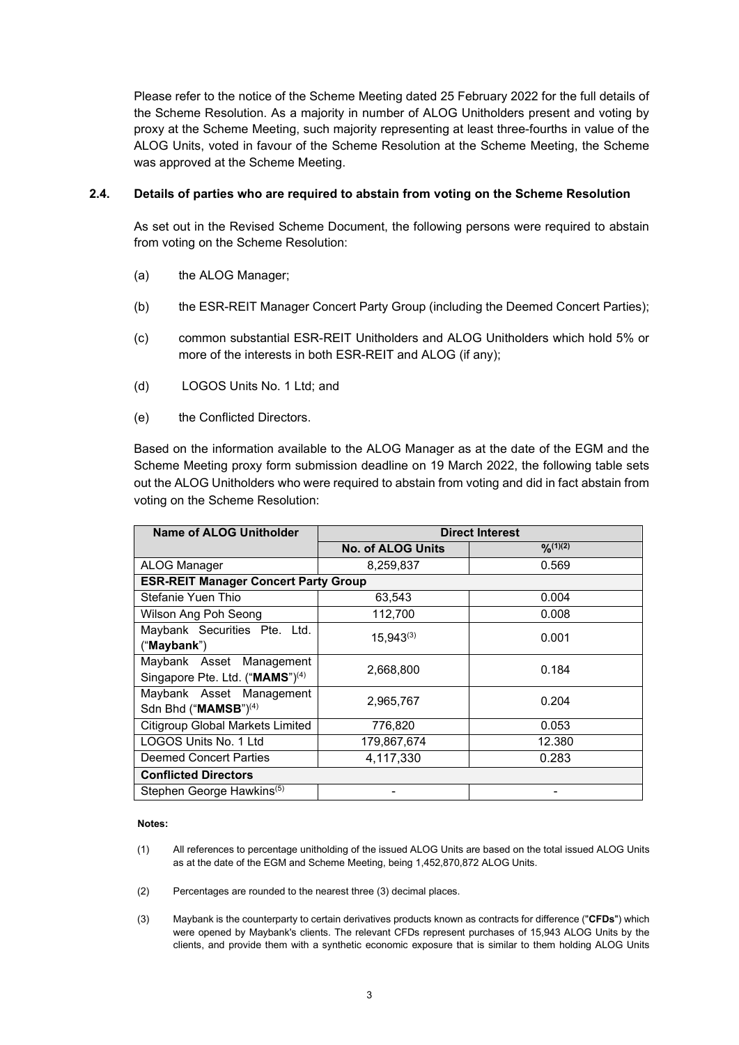Please refer to the notice of the Scheme Meeting dated 25 February 2022 for the full details of the Scheme Resolution. As a majority in number of ALOG Unitholders present and voting by proxy at the Scheme Meeting, such majority representing at least three-fourths in value of the ALOG Units, voted in favour of the Scheme Resolution at the Scheme Meeting, the Scheme was approved at the Scheme Meeting.

### 2.4. Details of parties who are required to abstain from voting on the Scheme Resolution

As set out in the Revised Scheme Document, the following persons were required to abstain from voting on the Scheme Resolution:

(a) the ALOG Manager;

(b) the ESR-REIT Manager Concert Party Group (including the Deemed Concert Parties);

(c) common substantial ESR-REIT Unitholders and ALOG Unitholders which hold 5% or more of the interests in both ESR-REIT and ALOG (if any);

(d) LOGOS Units No. 1 Ltd; and

(e) the Conflicted Directors.

Based on the information available to the ALOG Manager as at the date of the EGM and the Scheme Meeting proxy form submission deadline on 19 March 2022, the following table sets out the ALOG Unitholders who were required to abstain from voting and did in fact abstain from voting on the Scheme Resolution:

| Name of ALOG Unitholder | Direct Interest | |
|---|---|---|
| | No. of ALOG Units | %(1)(2) |
| ALOG Manager | 8,259,837 | 0.569 |
| **ESR-REIT Manager Concert Party Group** | | |
| Stefanie Yuen Thio | 63,543 | 0.004 |
| Wilson Ang Poh Seong | 112,700 | 0.008 |
| Maybank Securities Pte. Ltd. ("**Maybank**") | 15,943(3) | 0.001 |
| Maybank Asset Management Singapore Pte. Ltd. ("**MAMS**")(4) | 2,668,800 | 0.184 |
| Maybank Asset Management Sdn Bhd ("**MAMSB**")(4) | 2,965,767 | 0.204 |
| Citigroup Global Markets Limited | 776,820 | 0.053 |
| LOGOS Units No. 1 Ltd | 179,867,674 | 12.380 |
| Deemed Concert Parties | 4,117,330 | 0.283 |
| **Conflicted Directors** | | |
| Stephen George Hawkins(5) | - | - |

**Notes:**

(1) All references to percentage unitholding of the issued ALOG Units are based on the total issued ALOG Units as at the date of the EGM and Scheme Meeting, being 1,452,870,872 ALOG Units.

(2) Percentages are rounded to the nearest three (3) decimal places.

(3) Maybank is the counterparty to certain derivatives products known as contracts for difference ("**CFDs**") which were opened by Maybank's clients. The relevant CFDs represent purchases of 15,943 ALOG Units by the clients, and provide them with a synthetic economic exposure that is similar to them holding ALOG Units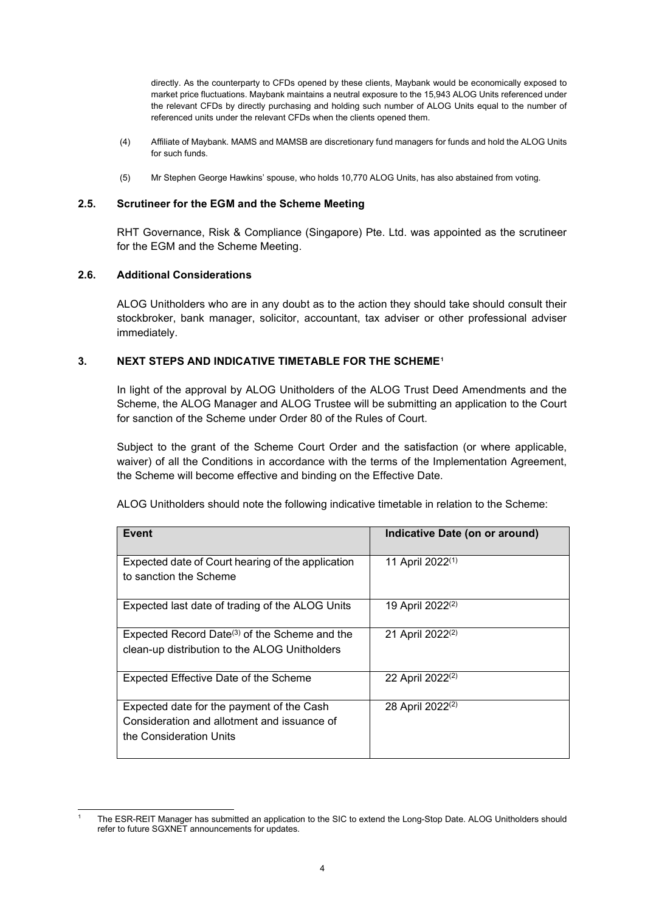directly. As the counterparty to CFDs opened by these clients, Maybank would be economically exposed to market price fluctuations. Maybank maintains a neutral exposure to the 15,943 ALOG Units referenced under the relevant CFDs by directly purchasing and holding such number of ALOG Units equal to the number of referenced units under the relevant CFDs when the clients opened them.

(4) Affiliate of Maybank. MAMS and MAMSB are discretionary fund managers for funds and hold the ALOG Units for such funds.

(5) Mr Stephen George Hawkins' spouse, who holds 10,770 ALOG Units, has also abstained from voting.

### 2.5. Scrutineer for the EGM and the Scheme Meeting

RHT Governance, Risk & Compliance (Singapore) Pte. Ltd. was appointed as the scrutineer for the EGM and the Scheme Meeting.

### 2.6. Additional Considerations

ALOG Unitholders who are in any doubt as to the action they should take should consult their stockbroker, bank manager, solicitor, accountant, tax adviser or other professional adviser immediately.

## 3. NEXT STEPS AND INDICATIVE TIMETABLE FOR THE SCHEME[1]

In light of the approval by ALOG Unitholders of the ALOG Trust Deed Amendments and the Scheme, the ALOG Manager and ALOG Trustee will be submitting an application to the Court for sanction of the Scheme under Order 80 of the Rules of Court.

Subject to the grant of the Scheme Court Order and the satisfaction (or where applicable, waiver) of all the Conditions in accordance with the terms of the Implementation Agreement, the Scheme will become effective and binding on the Effective Date.

ALOG Unitholders should note the following indicative timetable in relation to the Scheme:

| Event | Indicative Date (on or around) |
| --- | --- |
| Expected date of Court hearing of the application to sanction the Scheme | 11 April 2022(1) |
| Expected last date of trading of the ALOG Units | 19 April 2022(2) |
| Expected Record Date(3) of the Scheme and the clean-up distribution to the ALOG Unitholders | 21 April 2022(2) |
| Expected Effective Date of the Scheme | 22 April 2022(2) |
| Expected date for the payment of the Cash Consideration and allotment and issuance of the Consideration Units | 28 April 2022(2) |

[1] The ESR-REIT Manager has submitted an application to the SIC to extend the Long-Stop Date. ALOG Unitholders should refer to future SGXNET announcements for updates.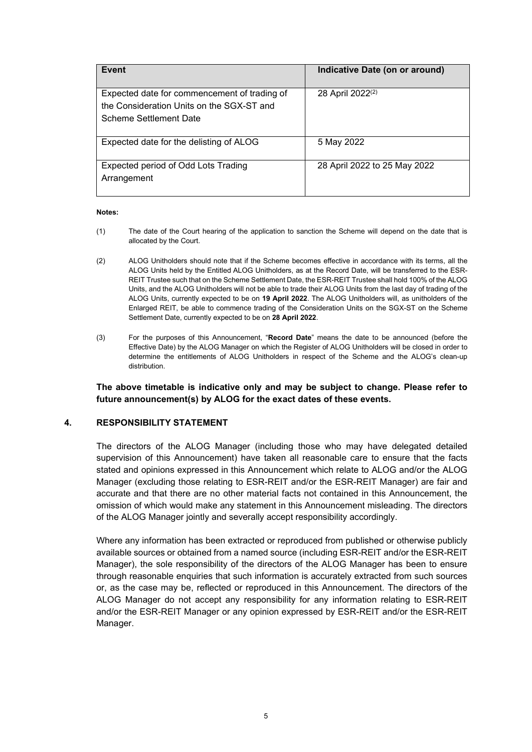| Event | Indicative Date (on or around) |
|---|---|
| Expected date for commencement of trading of the Consideration Units on the SGX-ST and Scheme Settlement Date | 28 April 2022[(2)] |
| Expected date for the delisting of ALOG | 5 May 2022 |
| Expected period of Odd Lots Trading Arrangement | 28 April 2022 to 25 May 2022 |

**Notes:**

(1) The date of the Court hearing of the application to sanction the Scheme will depend on the date that is allocated by the Court.

(2) ALOG Unitholders should note that if the Scheme becomes effective in accordance with its terms, all the ALOG Units held by the Entitled ALOG Unitholders, as at the Record Date, will be transferred to the ESR-REIT Trustee such that on the Scheme Settlement Date, the ESR-REIT Trustee shall hold 100% of the ALOG Units, and the ALOG Unitholders will not be able to trade their ALOG Units from the last day of trading of the ALOG Units, currently expected to be on **19 April 2022**. The ALOG Unitholders will, as unitholders of the Enlarged REIT, be able to commence trading of the Consideration Units on the SGX-ST on the Scheme Settlement Date, currently expected to be on **28 April 2022**.

(3) For the purposes of this Announcement, "**Record Date**" means the date to be announced (before the Effective Date) by the ALOG Manager on which the Register of ALOG Unitholders will be closed in order to determine the entitlements of ALOG Unitholders in respect of the Scheme and the ALOG's clean-up distribution.

**The above timetable is indicative only and may be subject to change. Please refer to future announcement(s) by ALOG for the exact dates of these events.**

## 4. RESPONSIBILITY STATEMENT

The directors of the ALOG Manager (including those who may have delegated detailed supervision of this Announcement) have taken all reasonable care to ensure that the facts stated and opinions expressed in this Announcement which relate to ALOG and/or the ALOG Manager (excluding those relating to ESR-REIT and/or the ESR-REIT Manager) are fair and accurate and that there are no other material facts not contained in this Announcement, the omission of which would make any statement in this Announcement misleading. The directors of the ALOG Manager jointly and severally accept responsibility accordingly.

Where any information has been extracted or reproduced from published or otherwise publicly available sources or obtained from a named source (including ESR-REIT and/or the ESR-REIT Manager), the sole responsibility of the directors of the ALOG Manager has been to ensure through reasonable enquiries that such information is accurately extracted from such sources or, as the case may be, reflected or reproduced in this Announcement. The directors of the ALOG Manager do not accept any responsibility for any information relating to ESR-REIT and/or the ESR-REIT Manager or any opinion expressed by ESR-REIT and/or the ESR-REIT Manager.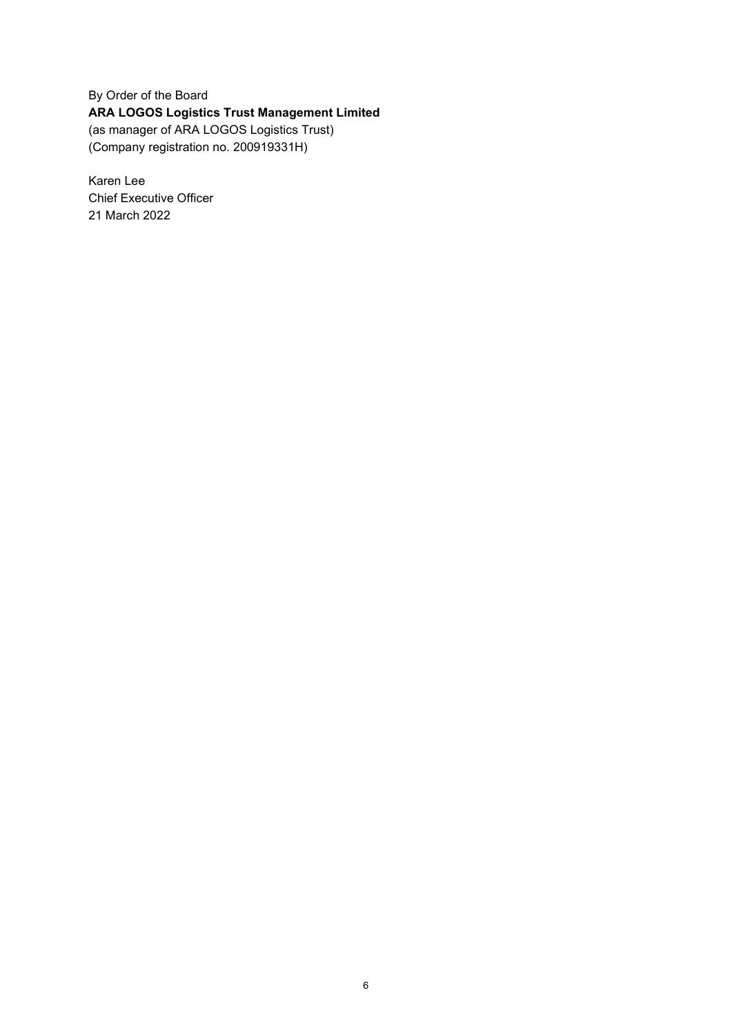By Order of the Board
**ARA LOGOS Logistics Trust Management Limited**
(as manager of ARA LOGOS Logistics Trust)
(Company registration no. 200919331H)

Karen Lee
Chief Executive Officer
21 March 2022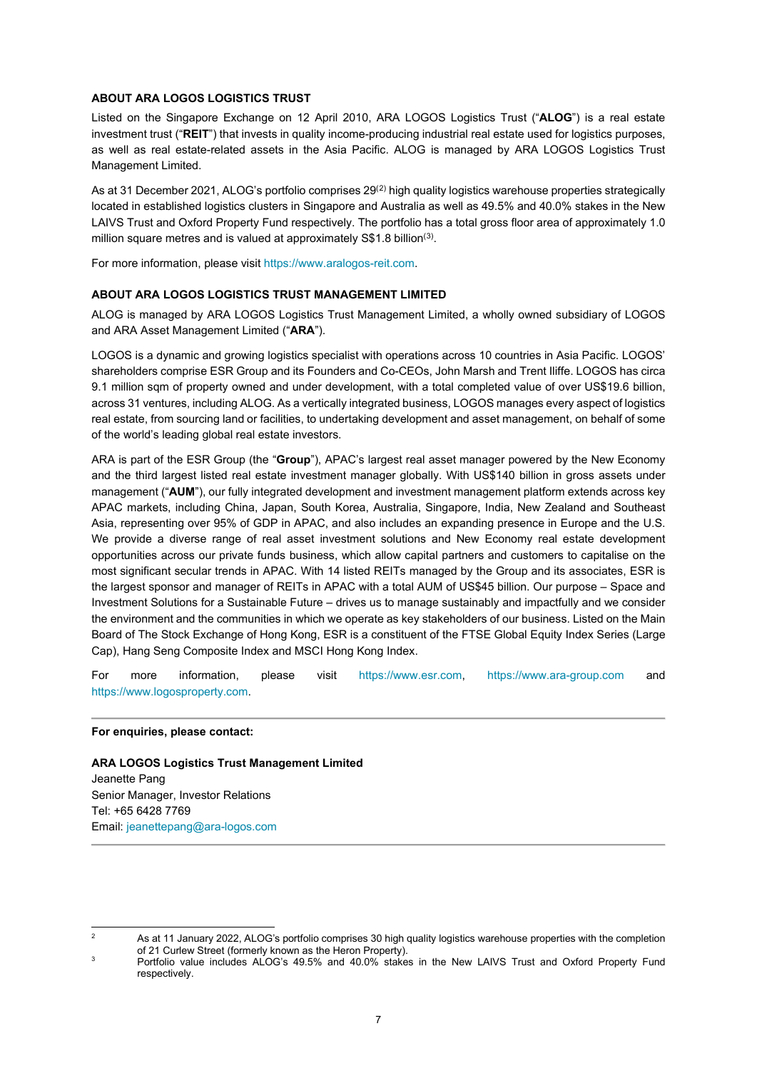## ABOUT ARA LOGOS LOGISTICS TRUST

Listed on the Singapore Exchange on 12 April 2010, ARA LOGOS Logistics Trust ("**ALOG**") is a real estate investment trust ("**REIT**") that invests in quality income-producing industrial real estate used for logistics purposes, as well as real estate-related assets in the Asia Pacific. ALOG is managed by ARA LOGOS Logistics Trust Management Limited.

As at 31 December 2021, ALOG's portfolio comprises 29[2] high quality logistics warehouse properties strategically located in established logistics clusters in Singapore and Australia as well as 49.5% and 40.0% stakes in the New LAIVS Trust and Oxford Property Fund respectively. The portfolio has a total gross floor area of approximately 1.0 million square metres and is valued at approximately S$1.8 billion[3].

For more information, please visit https://www.aralogos-reit.com.

## ABOUT ARA LOGOS LOGISTICS TRUST MANAGEMENT LIMITED

ALOG is managed by ARA LOGOS Logistics Trust Management Limited, a wholly owned subsidiary of LOGOS and ARA Asset Management Limited ("**ARA**").

LOGOS is a dynamic and growing logistics specialist with operations across 10 countries in Asia Pacific. LOGOS' shareholders comprise ESR Group and its Founders and Co-CEOs, John Marsh and Trent Iliffe. LOGOS has circa 9.1 million sqm of property owned and under development, with a total completed value of over US$19.6 billion, across 31 ventures, including ALOG. As a vertically integrated business, LOGOS manages every aspect of logistics real estate, from sourcing land or facilities, to undertaking development and asset management, on behalf of some of the world's leading global real estate investors.

ARA is part of the ESR Group (the "**Group**"), APAC's largest real asset manager powered by the New Economy and the third largest listed real estate investment manager globally. With US$140 billion in gross assets under management ("**AUM**"), our fully integrated development and investment management platform extends across key APAC markets, including China, Japan, South Korea, Australia, Singapore, India, New Zealand and Southeast Asia, representing over 95% of GDP in APAC, and also includes an expanding presence in Europe and the U.S. We provide a diverse range of real asset investment solutions and New Economy real estate development opportunities across our private funds business, which allow capital partners and customers to capitalise on the most significant secular trends in APAC. With 14 listed REITs managed by the Group and its associates, ESR is the largest sponsor and manager of REITs in APAC with a total AUM of US$45 billion. Our purpose – Space and Investment Solutions for a Sustainable Future – drives us to manage sustainably and impactfully and we consider the environment and the communities in which we operate as key stakeholders of our business. Listed on the Main Board of The Stock Exchange of Hong Kong, ESR is a constituent of the FTSE Global Equity Index Series (Large Cap), Hang Seng Composite Index and MSCI Hong Kong Index.

For more information, please visit https://www.esr.com, https://www.ara-group.com and https://www.logosproperty.com.

---

**For enquiries, please contact:**

**ARA LOGOS Logistics Trust Management Limited**
Jeanette Pang
Senior Manager, Investor Relations
Tel: +65 6428 7769
Email: jeanettepang@ara-logos.com

---

[2] As at 11 January 2022, ALOG's portfolio comprises 30 high quality logistics warehouse properties with the completion of 21 Curlew Street (formerly known as the Heron Property).

[3] Portfolio value includes ALOG's 49.5% and 40.0% stakes in the New LAIVS Trust and Oxford Property Fund respectively.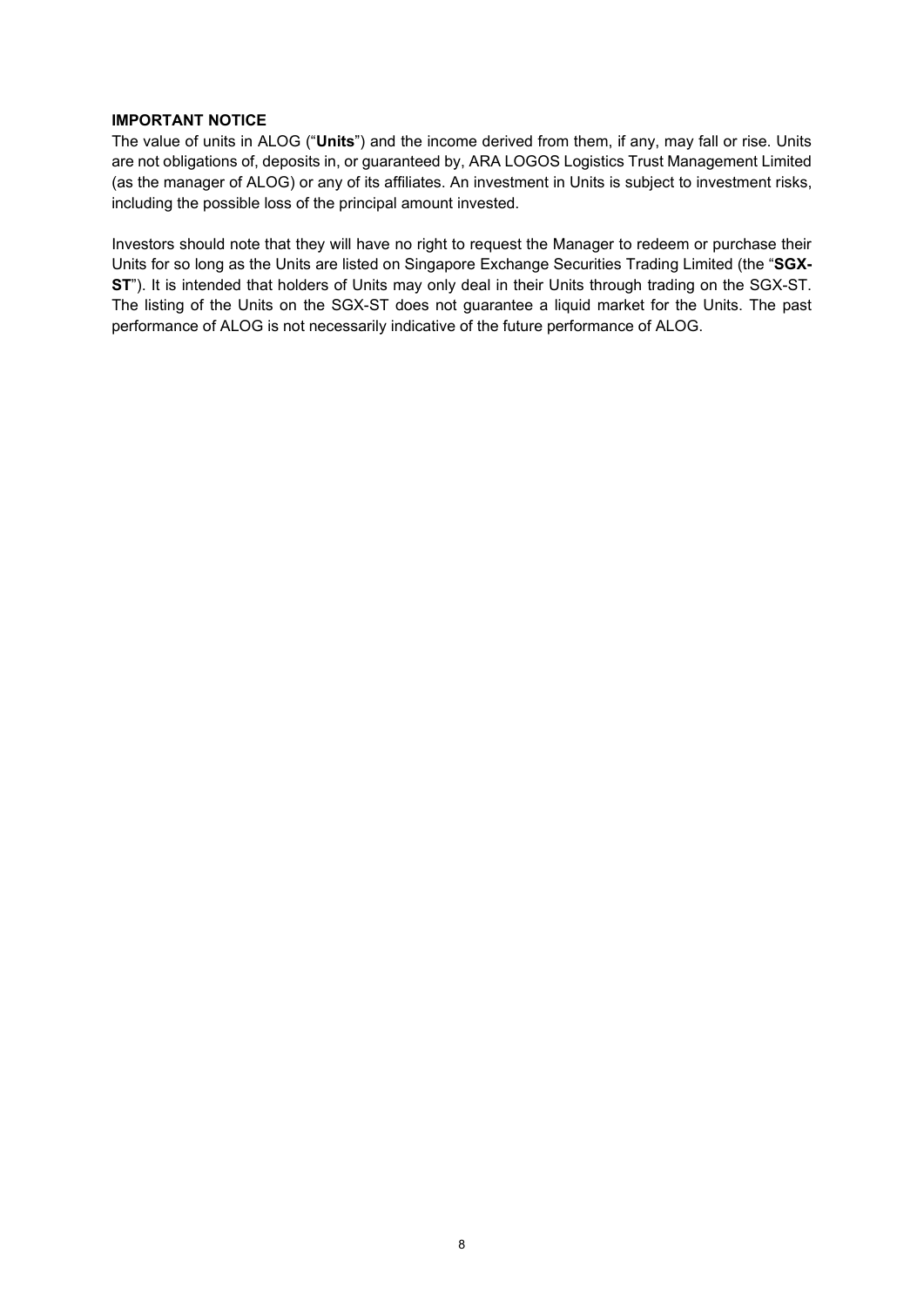**IMPORTANT NOTICE**

The value of units in ALOG ("**Units**") and the income derived from them, if any, may fall or rise. Units are not obligations of, deposits in, or guaranteed by, ARA LOGOS Logistics Trust Management Limited (as the manager of ALOG) or any of its affiliates. An investment in Units is subject to investment risks, including the possible loss of the principal amount invested.

Investors should note that they will have no right to request the Manager to redeem or purchase their Units for so long as the Units are listed on Singapore Exchange Securities Trading Limited (the "**SGX-ST**"). It is intended that holders of Units may only deal in their Units through trading on the SGX-ST. The listing of the Units on the SGX-ST does not guarantee a liquid market for the Units. The past performance of ALOG is not necessarily indicative of the future performance of ALOG.